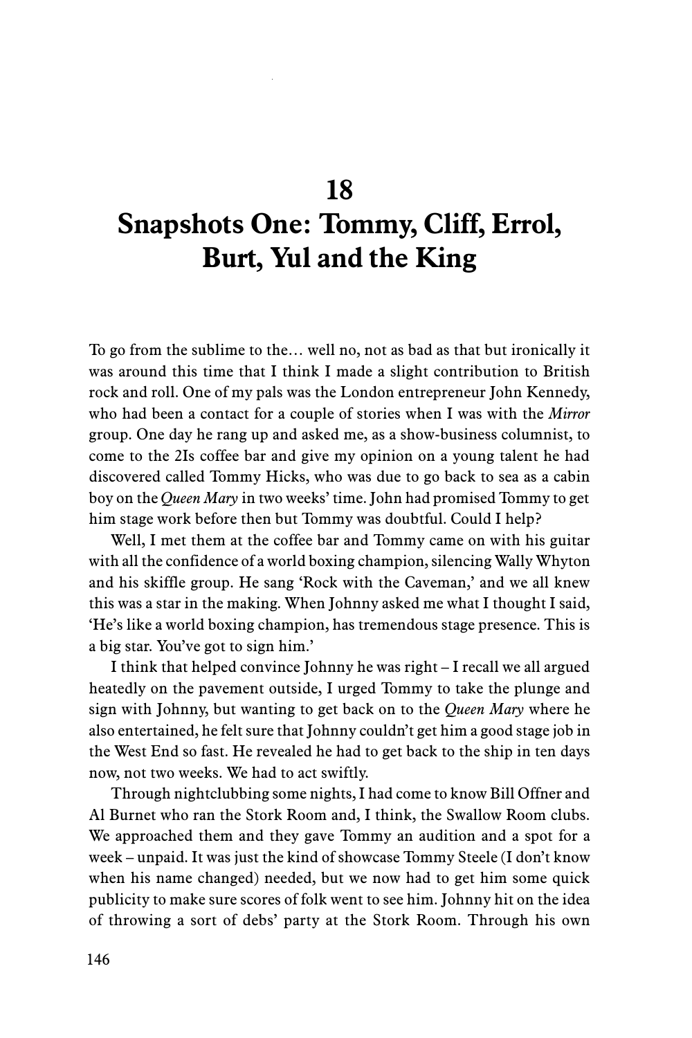# 18
# Snapshots One: Tommy, Cliff, Errol, Burt, Yul and the King

To go from the sublime to the… well no, not as bad as that but ironically it was around this time that I think I made a slight contribution to British rock and roll. One of my pals was the London entrepreneur John Kennedy, who had been a contact for a couple of stories when I was with the *Mirror* group. One day he rang up and asked me, as a show-business columnist, to come to the 2Is coffee bar and give my opinion on a young talent he had discovered called Tommy Hicks, who was due to go back to sea as a cabin boy on the *Queen Mary* in two weeks' time. John had promised Tommy to get him stage work before then but Tommy was doubtful. Could I help?

Well, I met them at the coffee bar and Tommy came on with his guitar with all the confidence of a world boxing champion, silencing Wally Whyton and his skiffle group. He sang 'Rock with the Caveman,' and we all knew this was a star in the making. When Johnny asked me what I thought I said, 'He's like a world boxing champion, has tremendous stage presence. This is a big star. You've got to sign him.'

I think that helped convince Johnny he was right – I recall we all argued heatedly on the pavement outside, I urged Tommy to take the plunge and sign with Johnny, but wanting to get back on to the *Queen Mary* where he also entertained, he felt sure that Johnny couldn't get him a good stage job in the West End so fast. He revealed he had to get back to the ship in ten days now, not two weeks. We had to act swiftly.

Through nightclubbing some nights, I had come to know Bill Offner and Al Burnet who ran the Stork Room and, I think, the Swallow Room clubs. We approached them and they gave Tommy an audition and a spot for a week – unpaid. It was just the kind of showcase Tommy Steele (I don't know when his name changed) needed, but we now had to get him some quick publicity to make sure scores of folk went to see him. Johnny hit on the idea of throwing a sort of debs' party at the Stork Room. Through his own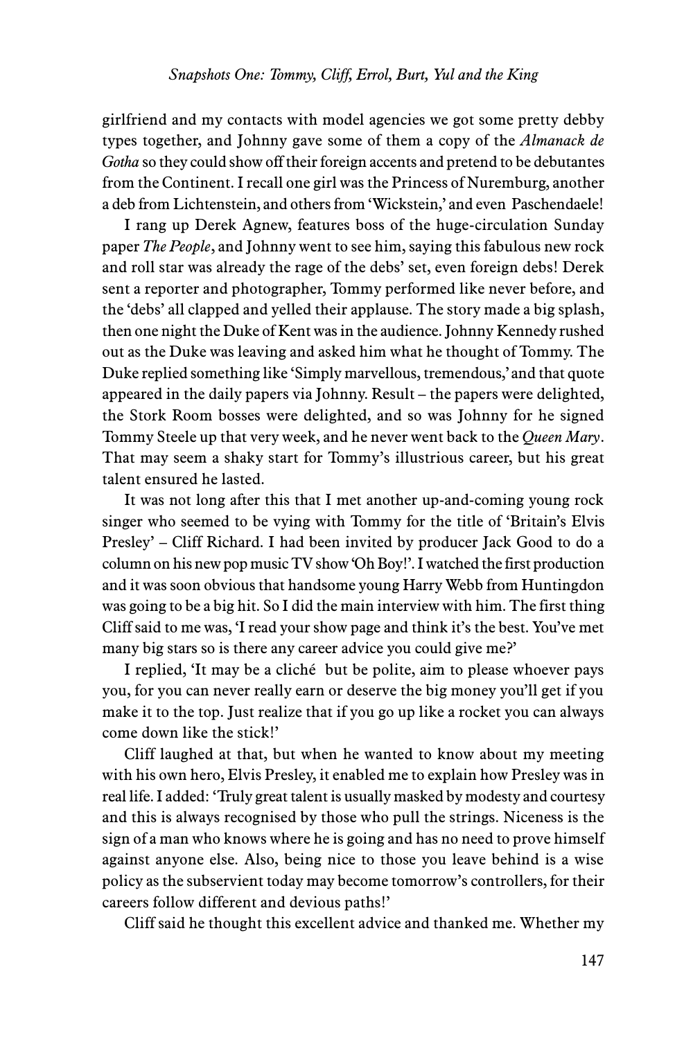girlfriend and my contacts with model agencies we got some pretty debby types together, and Johnny gave some of them a copy of the *Almanack de Gotha* so they could show off their foreign accents and pretend to be debutantes from the Continent. I recall one girl was the Princess of Nuremburg, another a deb from Lichtenstein, and others from 'Wickstein,' and even Paschendaele!

I rang up Derek Agnew, features boss of the huge-circulation Sunday paper *The People*, and Johnny went to see him, saying this fabulous new rock and roll star was already the rage of the debs' set, even foreign debs! Derek sent a reporter and photographer, Tommy performed like never before, and the 'debs' all clapped and yelled their applause. The story made a big splash, then one night the Duke of Kent was in the audience. Johnny Kennedy rushed out as the Duke was leaving and asked him what he thought of Tommy. The Duke replied something like 'Simply marvellous, tremendous,' and that quote appeared in the daily papers via Johnny. Result – the papers were delighted, the Stork Room bosses were delighted, and so was Johnny for he signed Tommy Steele up that very week, and he never went back to the *Queen Mary*. That may seem a shaky start for Tommy's illustrious career, but his great talent ensured he lasted.

It was not long after this that I met another up-and-coming young rock singer who seemed to be vying with Tommy for the title of 'Britain's Elvis Presley' – Cliff Richard. I had been invited by producer Jack Good to do a column on his new pop music TV show 'Oh Boy!'. I watched the first production and it was soon obvious that handsome young Harry Webb from Huntingdon was going to be a big hit. So I did the main interview with him. The first thing Cliff said to me was, 'I read your show page and think it's the best. You've met many big stars so is there any career advice you could give me?'

I replied, 'It may be a cliché but be polite, aim to please whoever pays you, for you can never really earn or deserve the big money you'll get if you make it to the top. Just realize that if you go up like a rocket you can always come down like the stick!'

Cliff laughed at that, but when he wanted to know about my meeting with his own hero, Elvis Presley, it enabled me to explain how Presley was in real life. I added: 'Truly great talent is usually masked by modesty and courtesy and this is always recognised by those who pull the strings. Niceness is the sign of a man who knows where he is going and has no need to prove himself against anyone else. Also, being nice to those you leave behind is a wise policy as the subservient today may become tomorrow's controllers, for their careers follow different and devious paths!'

Cliff said he thought this excellent advice and thanked me. Whether my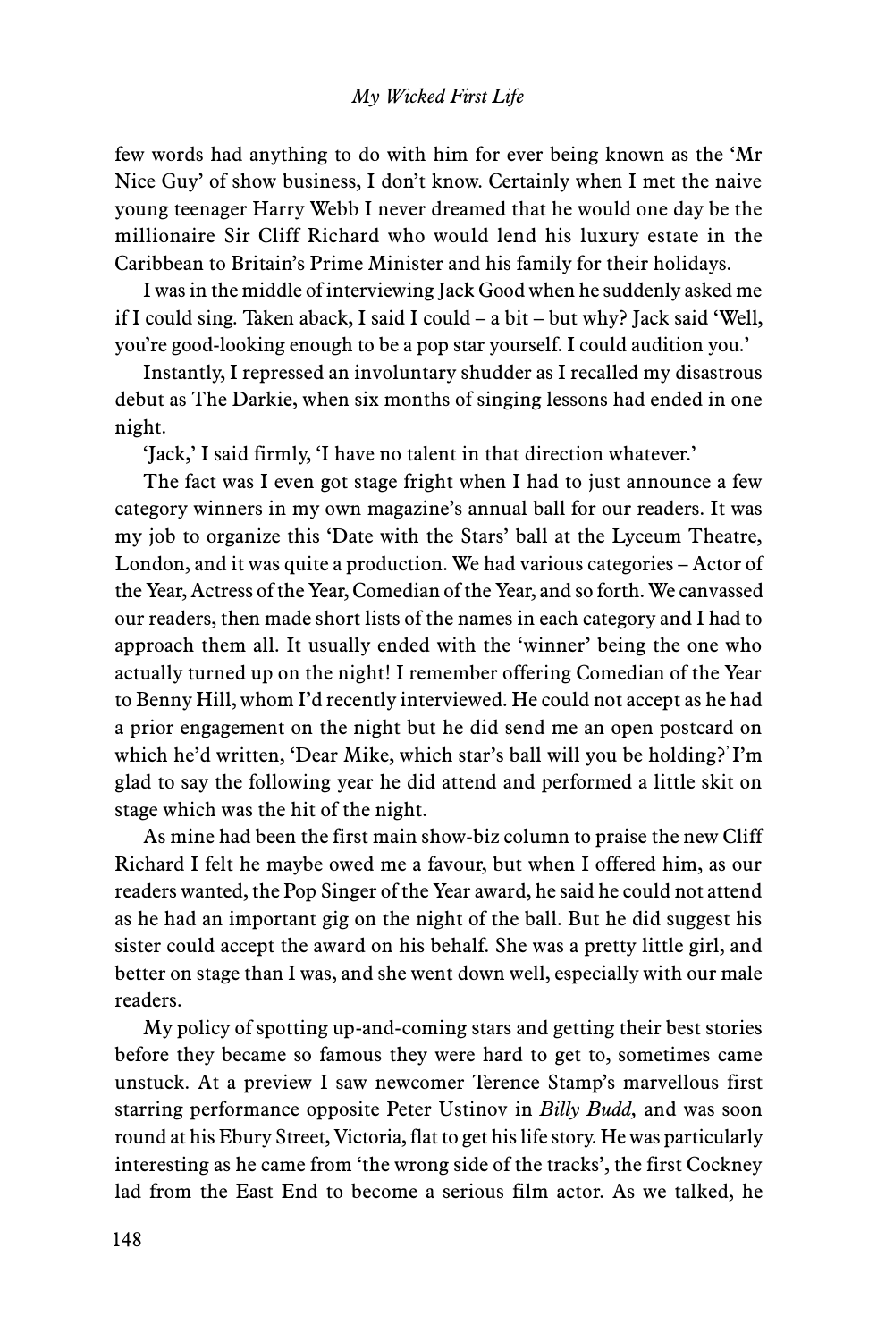few words had anything to do with him for ever being known as the 'Mr Nice Guy' of show business, I don't know. Certainly when I met the naive young teenager Harry Webb I never dreamed that he would one day be the millionaire Sir Cliff Richard who would lend his luxury estate in the Caribbean to Britain's Prime Minister and his family for their holidays.

I was in the middle of interviewing Jack Good when he suddenly asked me if I could sing. Taken aback, I said I could – a bit – but why? Jack said 'Well, you're good-looking enough to be a pop star yourself. I could audition you.'

Instantly, I repressed an involuntary shudder as I recalled my disastrous debut as The Darkie, when six months of singing lessons had ended in one night.

'Jack,' I said firmly, 'I have no talent in that direction whatever.'

The fact was I even got stage fright when I had to just announce a few category winners in my own magazine's annual ball for our readers. It was my job to organize this 'Date with the Stars' ball at the Lyceum Theatre, London, and it was quite a production. We had various categories – Actor of the Year, Actress of the Year, Comedian of the Year, and so forth. We canvassed our readers, then made short lists of the names in each category and I had to approach them all. It usually ended with the 'winner' being the one who actually turned up on the night! I remember offering Comedian of the Year to Benny Hill, whom I'd recently interviewed. He could not accept as he had a prior engagement on the night but he did send me an open postcard on which he'd written, 'Dear Mike, which star's ball will you be holding?' I'm glad to say the following year he did attend and performed a little skit on stage which was the hit of the night.

As mine had been the first main show-biz column to praise the new Cliff Richard I felt he maybe owed me a favour, but when I offered him, as our readers wanted, the Pop Singer of the Year award, he said he could not attend as he had an important gig on the night of the ball. But he did suggest his sister could accept the award on his behalf. She was a pretty little girl, and better on stage than I was, and she went down well, especially with our male readers.

My policy of spotting up-and-coming stars and getting their best stories before they became so famous they were hard to get to, sometimes came unstuck. At a preview I saw newcomer Terence Stamp's marvellous first starring performance opposite Peter Ustinov in *Billy Budd*, and was soon round at his Ebury Street, Victoria, flat to get his life story. He was particularly interesting as he came from 'the wrong side of the tracks', the first Cockney lad from the East End to become a serious film actor. As we talked, he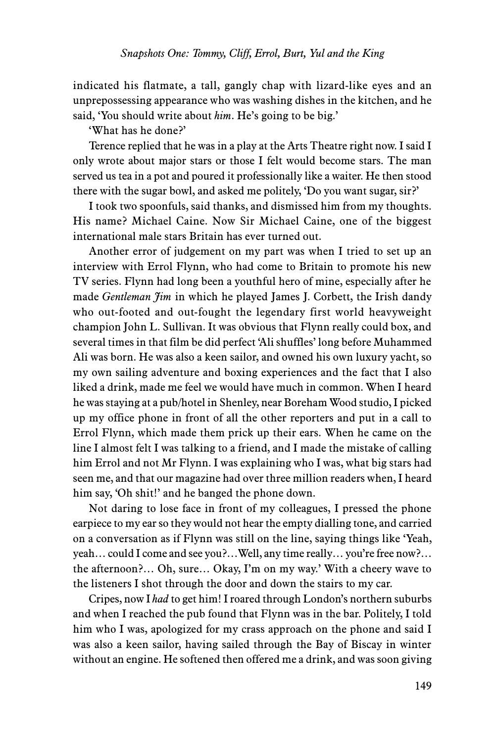indicated his flatmate, a tall, gangly chap with lizard-like eyes and an unprepossessing appearance who was washing dishes in the kitchen, and he said, 'You should write about *him*. He's going to be big.'

'What has he done?'

Terence replied that he was in a play at the Arts Theatre right now. I said I only wrote about major stars or those I felt would become stars. The man served us tea in a pot and poured it professionally like a waiter. He then stood there with the sugar bowl, and asked me politely, 'Do you want sugar, sir?'

I took two spoonfuls, said thanks, and dismissed him from my thoughts. His name? Michael Caine. Now Sir Michael Caine, one of the biggest international male stars Britain has ever turned out.

Another error of judgement on my part was when I tried to set up an interview with Errol Flynn, who had come to Britain to promote his new TV series. Flynn had long been a youthful hero of mine, especially after he made *Gentleman Jim* in which he played James J. Corbett, the Irish dandy who out-footed and out-fought the legendary first world heavyweight champion John L. Sullivan. It was obvious that Flynn really could box, and several times in that film be did perfect 'Ali shuffles' long before Muhammed Ali was born. He was also a keen sailor, and owned his own luxury yacht, so my own sailing adventure and boxing experiences and the fact that I also liked a drink, made me feel we would have much in common. When I heard he was staying at a pub/hotel in Shenley, near Boreham Wood studio, I picked up my office phone in front of all the other reporters and put in a call to Errol Flynn, which made them prick up their ears. When he came on the line I almost felt I was talking to a friend, and I made the mistake of calling him Errol and not Mr Flynn. I was explaining who I was, what big stars had seen me, and that our magazine had over three million readers when, I heard him say, 'Oh shit!' and he banged the phone down.

Not daring to lose face in front of my colleagues, I pressed the phone earpiece to my ear so they would not hear the empty dialling tone, and carried on a conversation as if Flynn was still on the line, saying things like 'Yeah, yeah… could I come and see you?…Well, any time really… you're free now?… the afternoon?… Oh, sure… Okay, I'm on my way.' With a cheery wave to the listeners I shot through the door and down the stairs to my car.

Cripes, now I *had* to get him! I roared through London's northern suburbs and when I reached the pub found that Flynn was in the bar. Politely, I told him who I was, apologized for my crass approach on the phone and said I was also a keen sailor, having sailed through the Bay of Biscay in winter without an engine. He softened then offered me a drink, and was soon giving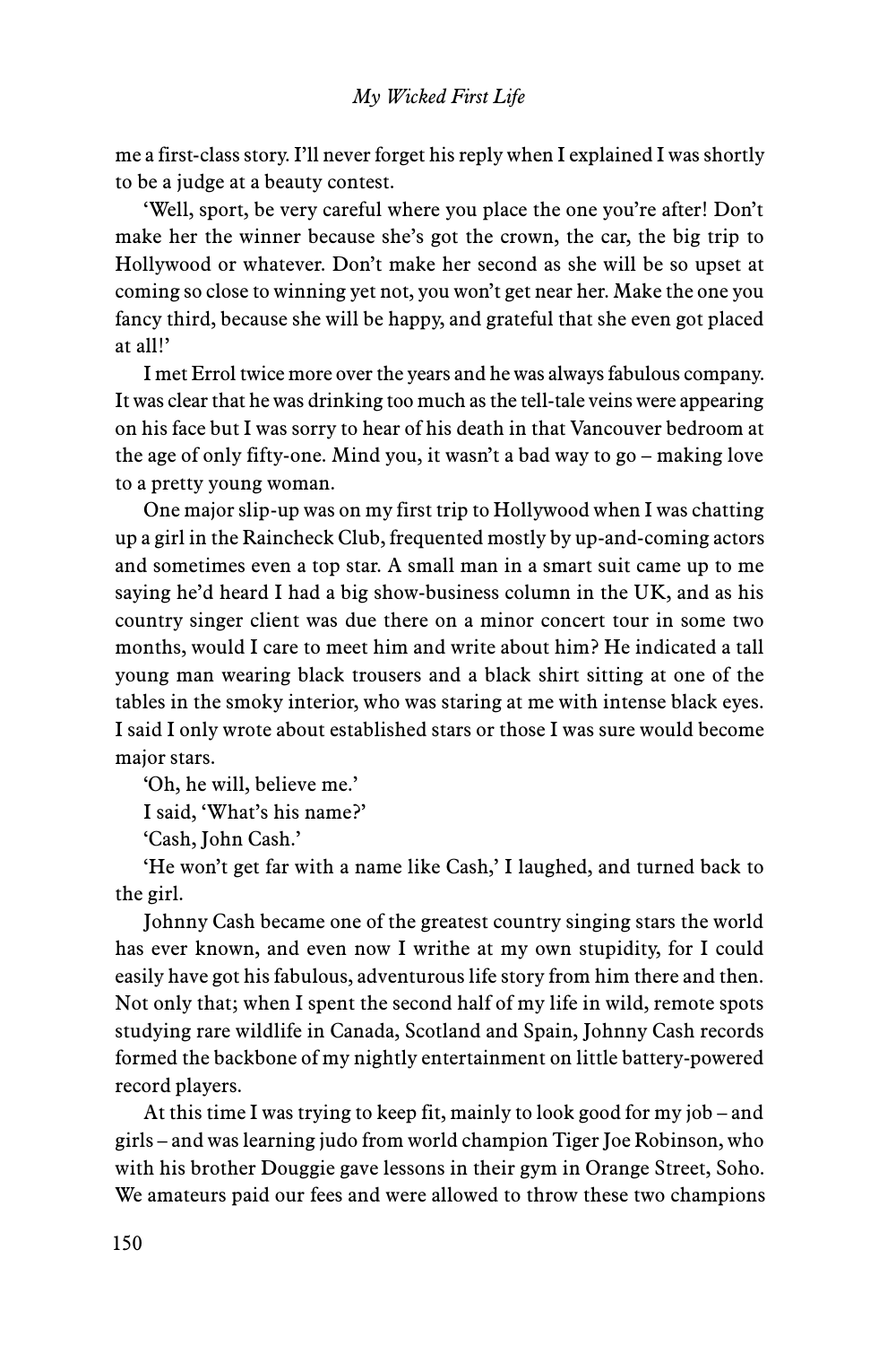me a first-class story. I'll never forget his reply when I explained I was shortly to be a judge at a beauty contest.

'Well, sport, be very careful where you place the one you're after! Don't make her the winner because she's got the crown, the car, the big trip to Hollywood or whatever. Don't make her second as she will be so upset at coming so close to winning yet not, you won't get near her. Make the one you fancy third, because she will be happy, and grateful that she even got placed at all!'

I met Errol twice more over the years and he was always fabulous company. It was clear that he was drinking too much as the tell-tale veins were appearing on his face but I was sorry to hear of his death in that Vancouver bedroom at the age of only fifty-one. Mind you, it wasn't a bad way to go – making love to a pretty young woman.

One major slip-up was on my first trip to Hollywood when I was chatting up a girl in the Raincheck Club, frequented mostly by up-and-coming actors and sometimes even a top star. A small man in a smart suit came up to me saying he'd heard I had a big show-business column in the UK, and as his country singer client was due there on a minor concert tour in some two months, would I care to meet him and write about him? He indicated a tall young man wearing black trousers and a black shirt sitting at one of the tables in the smoky interior, who was staring at me with intense black eyes. I said I only wrote about established stars or those I was sure would become major stars.

'Oh, he will, believe me.'

I said, 'What's his name?'

'Cash, John Cash.'

'He won't get far with a name like Cash,' I laughed, and turned back to the girl.

Johnny Cash became one of the greatest country singing stars the world has ever known, and even now I writhe at my own stupidity, for I could easily have got his fabulous, adventurous life story from him there and then. Not only that; when I spent the second half of my life in wild, remote spots studying rare wildlife in Canada, Scotland and Spain, Johnny Cash records formed the backbone of my nightly entertainment on little battery-powered record players.

At this time I was trying to keep fit, mainly to look good for my job – and girls – and was learning judo from world champion Tiger Joe Robinson, who with his brother Douggie gave lessons in their gym in Orange Street, Soho. We amateurs paid our fees and were allowed to throw these two champions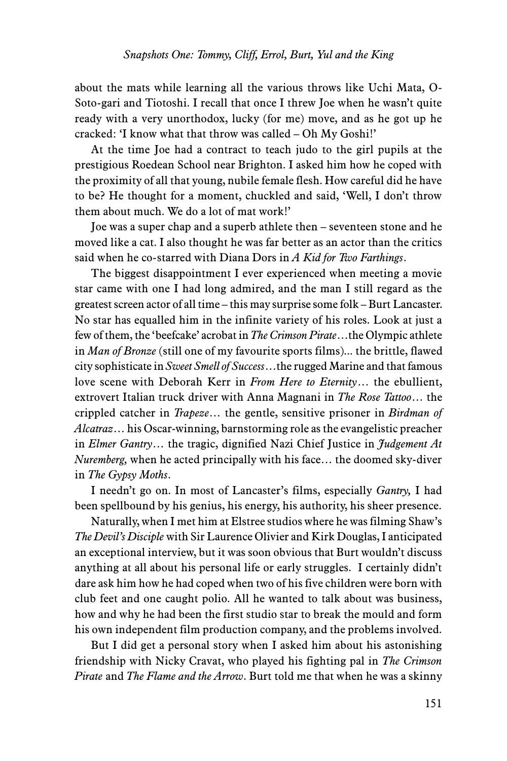about the mats while learning all the various throws like Uchi Mata, O-Soto-gari and Tiotoshi. I recall that once I threw Joe when he wasn't quite ready with a very unorthodox, lucky (for me) move, and as he got up he cracked: 'I know what that throw was called – Oh My Goshi!'

At the time Joe had a contract to teach judo to the girl pupils at the prestigious Roedean School near Brighton. I asked him how he coped with the proximity of all that young, nubile female flesh. How careful did he have to be? He thought for a moment, chuckled and said, 'Well, I don't throw them about much. We do a lot of mat work!'

Joe was a super chap and a superb athlete then – seventeen stone and he moved like a cat. I also thought he was far better as an actor than the critics said when he co-starred with Diana Dors in *A Kid for Two Farthings*.

The biggest disappointment I ever experienced when meeting a movie star came with one I had long admired, and the man I still regard as the greatest screen actor of all time – this may surprise some folk – Burt Lancaster. No star has equalled him in the infinite variety of his roles. Look at just a few of them, the 'beefcake' acrobat in *The Crimson Pirate*…the Olympic athlete in *Man of Bronze* (still one of my favourite sports films)... the brittle, flawed city sophisticate in *Sweet Smell of Success*…the rugged Marine and that famous love scene with Deborah Kerr in *From Here to Eternity*… the ebullient, extrovert Italian truck driver with Anna Magnani in *The Rose Tattoo*… the crippled catcher in *Trapeze*… the gentle, sensitive prisoner in *Birdman of Alcatraz*… his Oscar-winning, barnstorming role as the evangelistic preacher in *Elmer Gantry*… the tragic, dignified Nazi Chief Justice in *Judgement At Nuremberg,* when he acted principally with his face… the doomed sky-diver in *The Gypsy Moths*.

I needn't go on. In most of Lancaster's films, especially *Gantry,* I had been spellbound by his genius, his energy, his authority, his sheer presence.

Naturally, when I met him at Elstree studios where he was filming Shaw's *The Devil's Disciple* with Sir Laurence Olivier and Kirk Douglas, I anticipated an exceptional interview, but it was soon obvious that Burt wouldn't discuss anything at all about his personal life or early struggles. I certainly didn't dare ask him how he had coped when two of his five children were born with club feet and one caught polio. All he wanted to talk about was business, how and why he had been the first studio star to break the mould and form his own independent film production company, and the problems involved.

But I did get a personal story when I asked him about his astonishing friendship with Nicky Cravat, who played his fighting pal in *The Crimson Pirate* and *The Flame and the Arrow*. Burt told me that when he was a skinny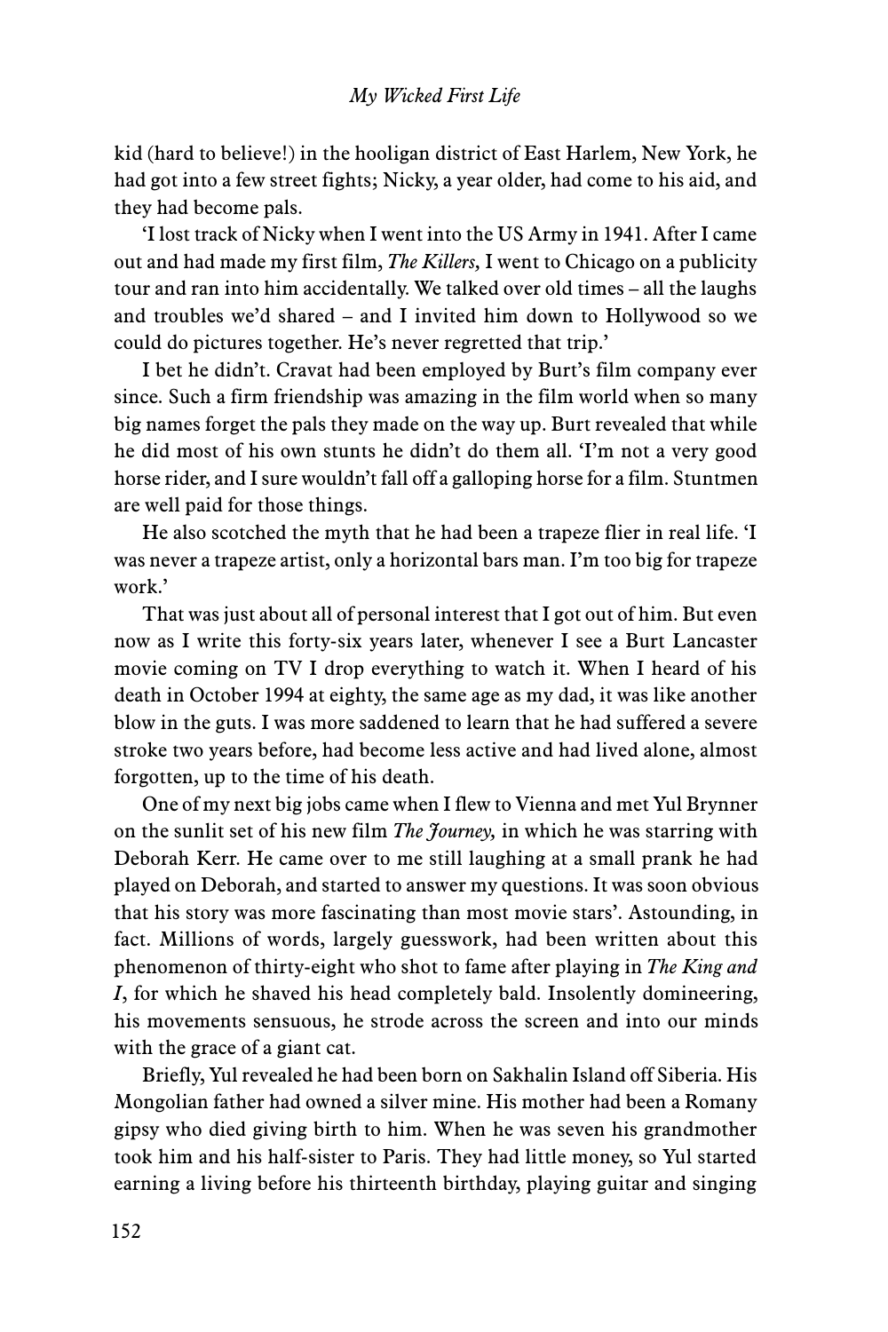kid (hard to believe!) in the hooligan district of East Harlem, New York, he had got into a few street fights; Nicky, a year older, had come to his aid, and they had become pals.

'I lost track of Nicky when I went into the US Army in 1941. After I came out and had made my first film, *The Killers,* I went to Chicago on a publicity tour and ran into him accidentally. We talked over old times – all the laughs and troubles we'd shared – and I invited him down to Hollywood so we could do pictures together. He's never regretted that trip.'

I bet he didn't. Cravat had been employed by Burt's film company ever since. Such a firm friendship was amazing in the film world when so many big names forget the pals they made on the way up. Burt revealed that while he did most of his own stunts he didn't do them all. 'I'm not a very good horse rider, and I sure wouldn't fall off a galloping horse for a film. Stuntmen are well paid for those things.

He also scotched the myth that he had been a trapeze flier in real life. 'I was never a trapeze artist, only a horizontal bars man. I'm too big for trapeze work.'

That was just about all of personal interest that I got out of him. But even now as I write this forty-six years later, whenever I see a Burt Lancaster movie coming on TV I drop everything to watch it. When I heard of his death in October 1994 at eighty, the same age as my dad, it was like another blow in the guts. I was more saddened to learn that he had suffered a severe stroke two years before, had become less active and had lived alone, almost forgotten, up to the time of his death.

One of my next big jobs came when I flew to Vienna and met Yul Brynner on the sunlit set of his new film *The Journey,* in which he was starring with Deborah Kerr. He came over to me still laughing at a small prank he had played on Deborah, and started to answer my questions. It was soon obvious that his story was more fascinating than most movie stars'. Astounding, in fact. Millions of words, largely guesswork, had been written about this phenomenon of thirty-eight who shot to fame after playing in *The King and I*, for which he shaved his head completely bald. Insolently domineering, his movements sensuous, he strode across the screen and into our minds with the grace of a giant cat.

Briefly, Yul revealed he had been born on Sakhalin Island off Siberia. His Mongolian father had owned a silver mine. His mother had been a Romany gipsy who died giving birth to him. When he was seven his grandmother took him and his half-sister to Paris. They had little money, so Yul started earning a living before his thirteenth birthday, playing guitar and singing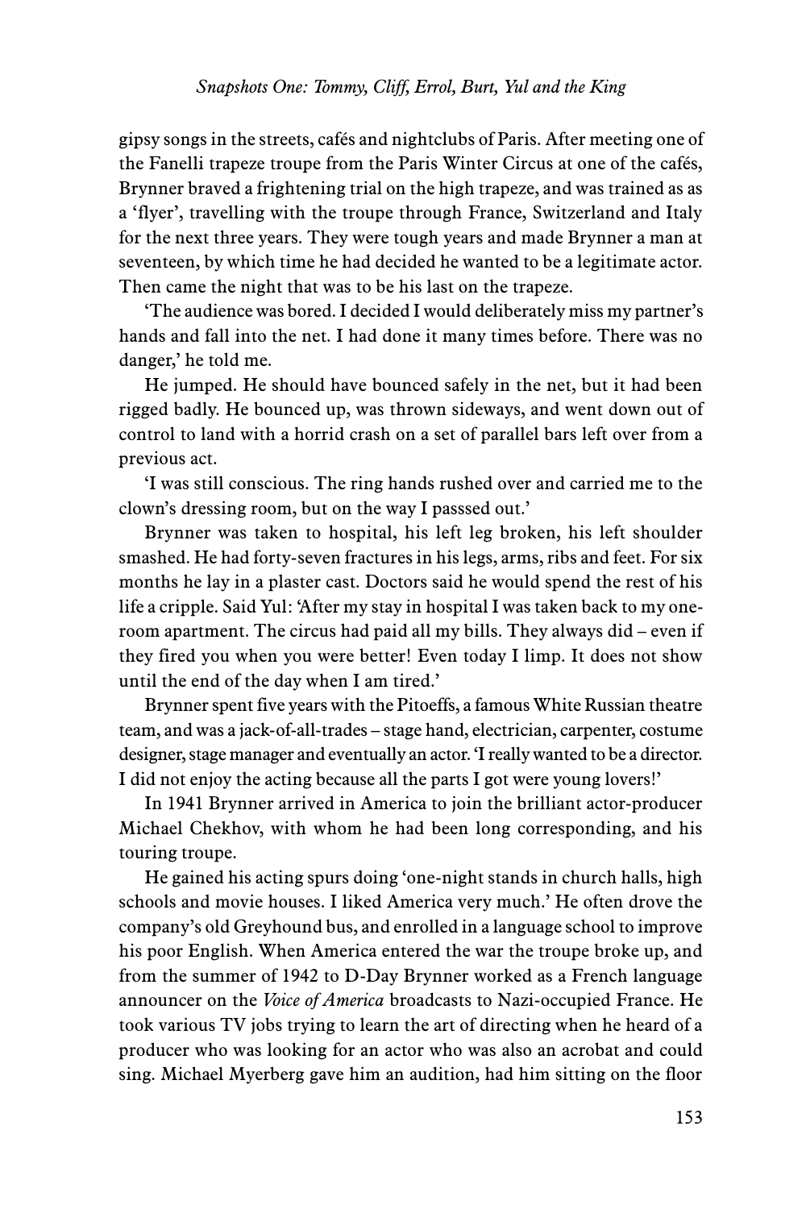gipsy songs in the streets, cafés and nightclubs of Paris. After meeting one of the Fanelli trapeze troupe from the Paris Winter Circus at one of the cafés, Brynner braved a frightening trial on the high trapeze, and was trained as as a 'flyer', travelling with the troupe through France, Switzerland and Italy for the next three years. They were tough years and made Brynner a man at seventeen, by which time he had decided he wanted to be a legitimate actor. Then came the night that was to be his last on the trapeze.

'The audience was bored. I decided I would deliberately miss my partner's hands and fall into the net. I had done it many times before. There was no danger,' he told me.

He jumped. He should have bounced safely in the net, but it had been rigged badly. He bounced up, was thrown sideways, and went down out of control to land with a horrid crash on a set of parallel bars left over from a previous act.

'I was still conscious. The ring hands rushed over and carried me to the clown's dressing room, but on the way I passsed out.'

Brynner was taken to hospital, his left leg broken, his left shoulder smashed. He had forty-seven fractures in his legs, arms, ribs and feet. For six months he lay in a plaster cast. Doctors said he would spend the rest of his life a cripple. Said Yul: 'After my stay in hospital I was taken back to my one-room apartment. The circus had paid all my bills. They always did – even if they fired you when you were better! Even today I limp. It does not show until the end of the day when I am tired.'

Brynner spent five years with the Pitoeffs, a famous White Russian theatre team, and was a jack-of-all-trades – stage hand, electrician, carpenter, costume designer, stage manager and eventually an actor. 'I really wanted to be a director. I did not enjoy the acting because all the parts I got were young lovers!'

In 1941 Brynner arrived in America to join the brilliant actor-producer Michael Chekhov, with whom he had been long corresponding, and his touring troupe.

He gained his acting spurs doing 'one-night stands in church halls, high schools and movie houses. I liked America very much.' He often drove the company's old Greyhound bus, and enrolled in a language school to improve his poor English. When America entered the war the troupe broke up, and from the summer of 1942 to D-Day Brynner worked as a French language announcer on the *Voice of America* broadcasts to Nazi-occupied France. He took various TV jobs trying to learn the art of directing when he heard of a producer who was looking for an actor who was also an acrobat and could sing. Michael Myerberg gave him an audition, had him sitting on the floor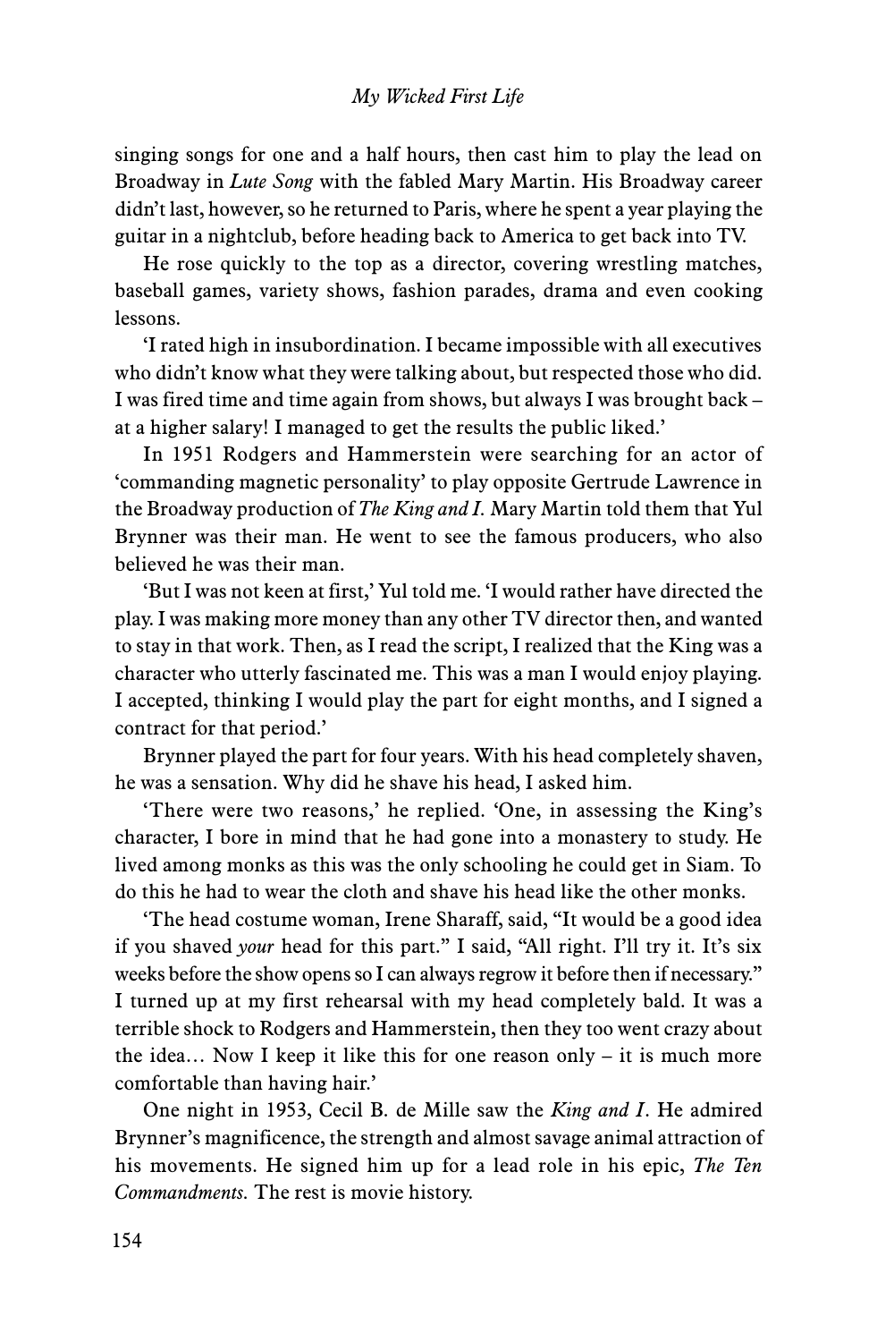singing songs for one and a half hours, then cast him to play the lead on Broadway in *Lute Song* with the fabled Mary Martin. His Broadway career didn't last, however, so he returned to Paris, where he spent a year playing the guitar in a nightclub, before heading back to America to get back into TV.

He rose quickly to the top as a director, covering wrestling matches, baseball games, variety shows, fashion parades, drama and even cooking lessons.

'I rated high in insubordination. I became impossible with all executives who didn't know what they were talking about, but respected those who did. I was fired time and time again from shows, but always I was brought back – at a higher salary! I managed to get the results the public liked.'

In 1951 Rodgers and Hammerstein were searching for an actor of 'commanding magnetic personality' to play opposite Gertrude Lawrence in the Broadway production of *The King and I.* Mary Martin told them that Yul Brynner was their man. He went to see the famous producers, who also believed he was their man.

'But I was not keen at first,' Yul told me. 'I would rather have directed the play. I was making more money than any other TV director then, and wanted to stay in that work. Then, as I read the script, I realized that the King was a character who utterly fascinated me. This was a man I would enjoy playing. I accepted, thinking I would play the part for eight months, and I signed a contract for that period.'

Brynner played the part for four years. With his head completely shaven, he was a sensation. Why did he shave his head, I asked him.

'There were two reasons,' he replied. 'One, in assessing the King's character, I bore in mind that he had gone into a monastery to study. He lived among monks as this was the only schooling he could get in Siam. To do this he had to wear the cloth and shave his head like the other monks.

'The head costume woman, Irene Sharaff, said, "It would be a good idea if you shaved *your* head for this part." I said, "All right. I'll try it. It's six weeks before the show opens so I can always regrow it before then if necessary." I turned up at my first rehearsal with my head completely bald. It was a terrible shock to Rodgers and Hammerstein, then they too went crazy about the idea… Now I keep it like this for one reason only – it is much more comfortable than having hair.'

One night in 1953, Cecil B. de Mille saw the *King and I*. He admired Brynner's magnificence, the strength and almost savage animal attraction of his movements. He signed him up for a lead role in his epic, *The Ten Commandments.* The rest is movie history.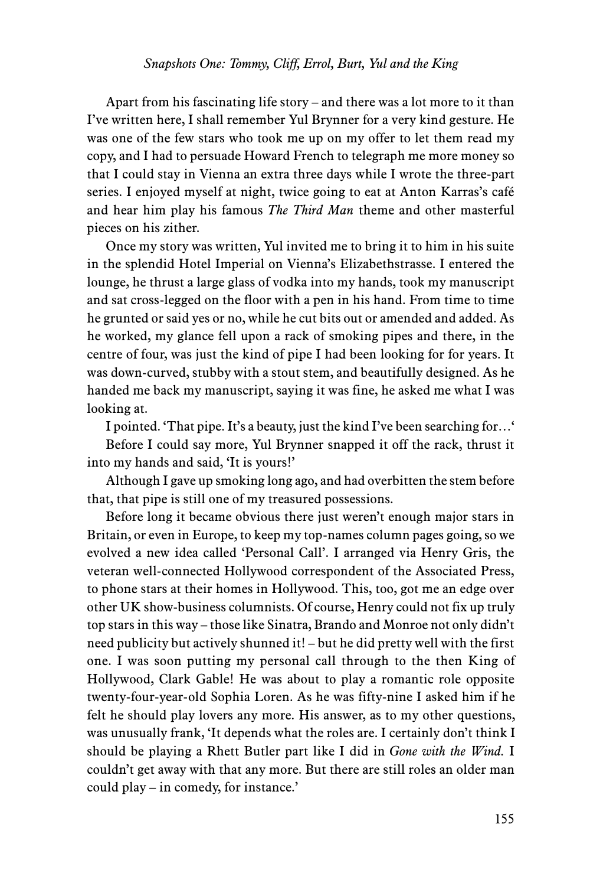Apart from his fascinating life story – and there was a lot more to it than I've written here, I shall remember Yul Brynner for a very kind gesture. He was one of the few stars who took me up on my offer to let them read my copy, and I had to persuade Howard French to telegraph me more money so that I could stay in Vienna an extra three days while I wrote the three-part series. I enjoyed myself at night, twice going to eat at Anton Karras's café and hear him play his famous *The Third Man* theme and other masterful pieces on his zither.

Once my story was written, Yul invited me to bring it to him in his suite in the splendid Hotel Imperial on Vienna's Elizabethstrasse. I entered the lounge, he thrust a large glass of vodka into my hands, took my manuscript and sat cross-legged on the floor with a pen in his hand. From time to time he grunted or said yes or no, while he cut bits out or amended and added. As he worked, my glance fell upon a rack of smoking pipes and there, in the centre of four, was just the kind of pipe I had been looking for for years. It was down-curved, stubby with a stout stem, and beautifully designed. As he handed me back my manuscript, saying it was fine, he asked me what I was looking at.

I pointed. 'That pipe. It's a beauty, just the kind I've been searching for…'

Before I could say more, Yul Brynner snapped it off the rack, thrust it into my hands and said, 'It is yours!'

Although I gave up smoking long ago, and had overbitten the stem before that, that pipe is still one of my treasured possessions.

Before long it became obvious there just weren't enough major stars in Britain, or even in Europe, to keep my top-names column pages going, so we evolved a new idea called 'Personal Call'. I arranged via Henry Gris, the veteran well-connected Hollywood correspondent of the Associated Press, to phone stars at their homes in Hollywood. This, too, got me an edge over other UK show-business columnists. Of course, Henry could not fix up truly top stars in this way – those like Sinatra, Brando and Monroe not only didn't need publicity but actively shunned it! – but he did pretty well with the first one. I was soon putting my personal call through to the then King of Hollywood, Clark Gable! He was about to play a romantic role opposite twenty-four-year-old Sophia Loren. As he was fifty-nine I asked him if he felt he should play lovers any more. His answer, as to my other questions, was unusually frank, 'It depends what the roles are. I certainly don't think I should be playing a Rhett Butler part like I did in *Gone with the Wind.* I couldn't get away with that any more. But there are still roles an older man could play – in comedy, for instance.'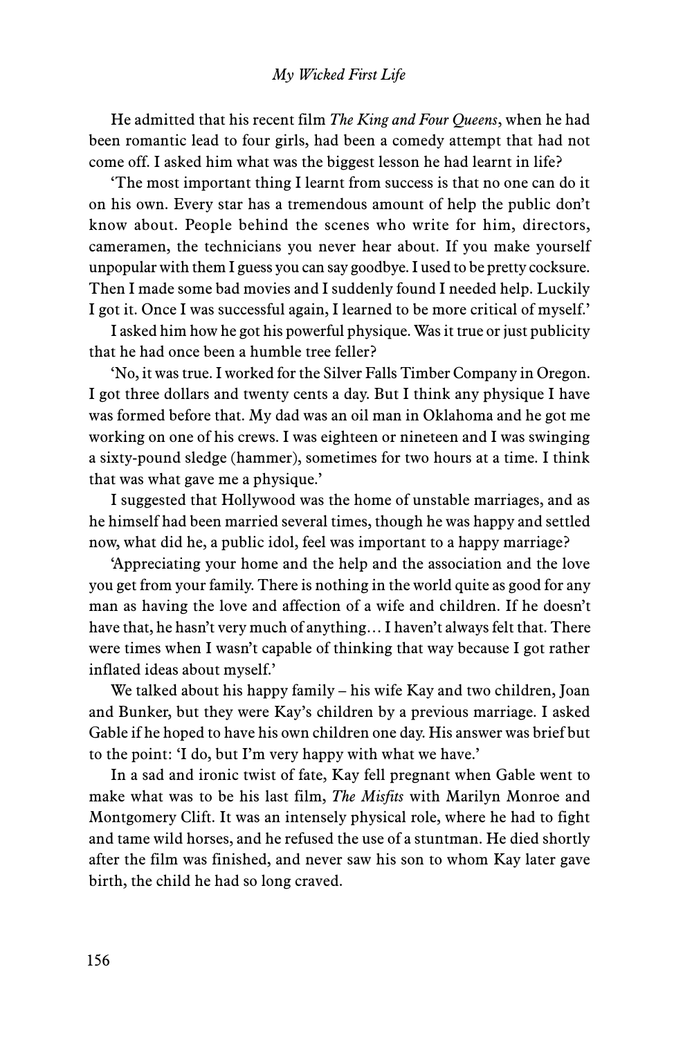He admitted that his recent film *The King and Four Queens*, when he had been romantic lead to four girls, had been a comedy attempt that had not come off. I asked him what was the biggest lesson he had learnt in life?

'The most important thing I learnt from success is that no one can do it on his own. Every star has a tremendous amount of help the public don't know about. People behind the scenes who write for him, directors, cameramen, the technicians you never hear about. If you make yourself unpopular with them I guess you can say goodbye. I used to be pretty cocksure. Then I made some bad movies and I suddenly found I needed help. Luckily I got it. Once I was successful again, I learned to be more critical of myself.'

I asked him how he got his powerful physique. Was it true or just publicity that he had once been a humble tree feller?

'No, it was true. I worked for the Silver Falls Timber Company in Oregon. I got three dollars and twenty cents a day. But I think any physique I have was formed before that. My dad was an oil man in Oklahoma and he got me working on one of his crews. I was eighteen or nineteen and I was swinging a sixty-pound sledge (hammer), sometimes for two hours at a time. I think that was what gave me a physique.'

I suggested that Hollywood was the home of unstable marriages, and as he himself had been married several times, though he was happy and settled now, what did he, a public idol, feel was important to a happy marriage?

'Appreciating your home and the help and the association and the love you get from your family. There is nothing in the world quite as good for any man as having the love and affection of a wife and children. If he doesn't have that, he hasn't very much of anything… I haven't always felt that. There were times when I wasn't capable of thinking that way because I got rather inflated ideas about myself.'

We talked about his happy family – his wife Kay and two children, Joan and Bunker, but they were Kay's children by a previous marriage. I asked Gable if he hoped to have his own children one day. His answer was brief but to the point: 'I do, but I'm very happy with what we have.'

In a sad and ironic twist of fate, Kay fell pregnant when Gable went to make what was to be his last film, *The Misfits* with Marilyn Monroe and Montgomery Clift. It was an intensely physical role, where he had to fight and tame wild horses, and he refused the use of a stuntman. He died shortly after the film was finished, and never saw his son to whom Kay later gave birth, the child he had so long craved.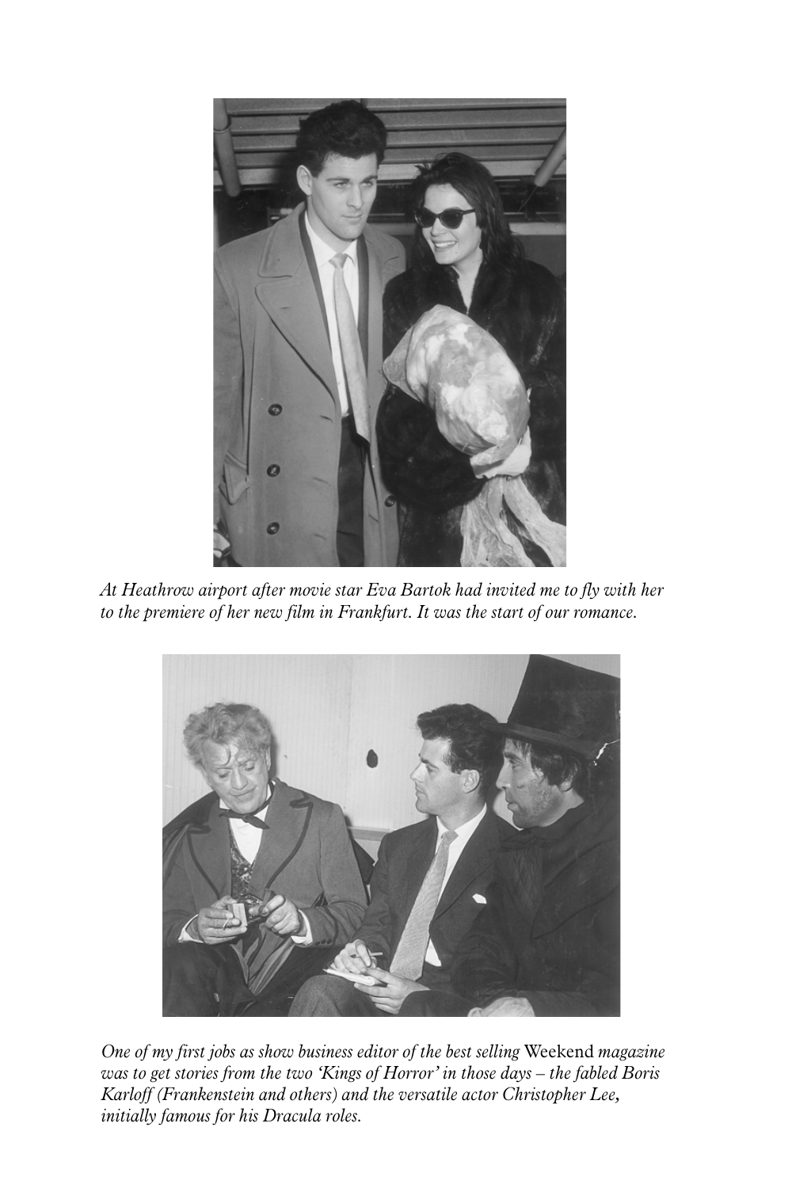*At Heathrow airport after movie star Eva Bartok had invited me to fly with her to the premiere of her new film in Frankfurt. It was the start of our romance.*

*One of my first jobs as show business editor of the best selling* Weekend *magazine was to get stories from the two 'Kings of Horror' in those days – the fabled Boris Karloff (Frankenstein and others) and the versatile actor Christopher Lee, initially famous for his Dracula roles.*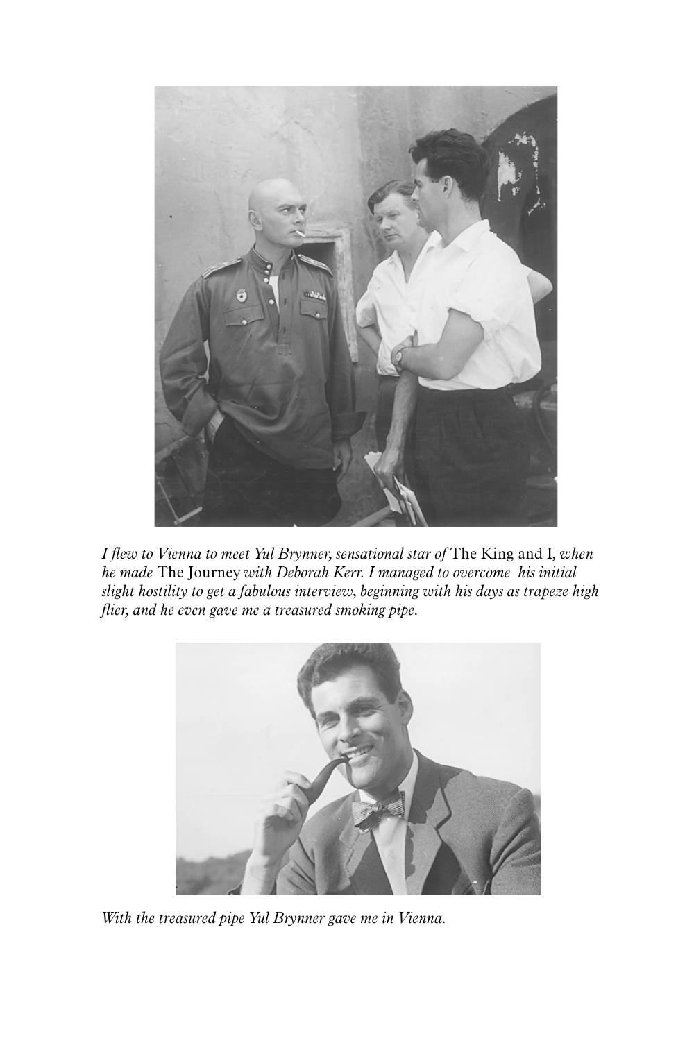*I flew to Vienna to meet Yul Brynner, sensational star of* The King and I, *when he made* The Journey *with Deborah Kerr. I managed to overcome his initial slight hostility to get a fabulous interview, beginning with his days as trapeze high flier, and he even gave me a treasured smoking pipe.*

*With the treasured pipe Yul Brynner gave me in Vienna.*